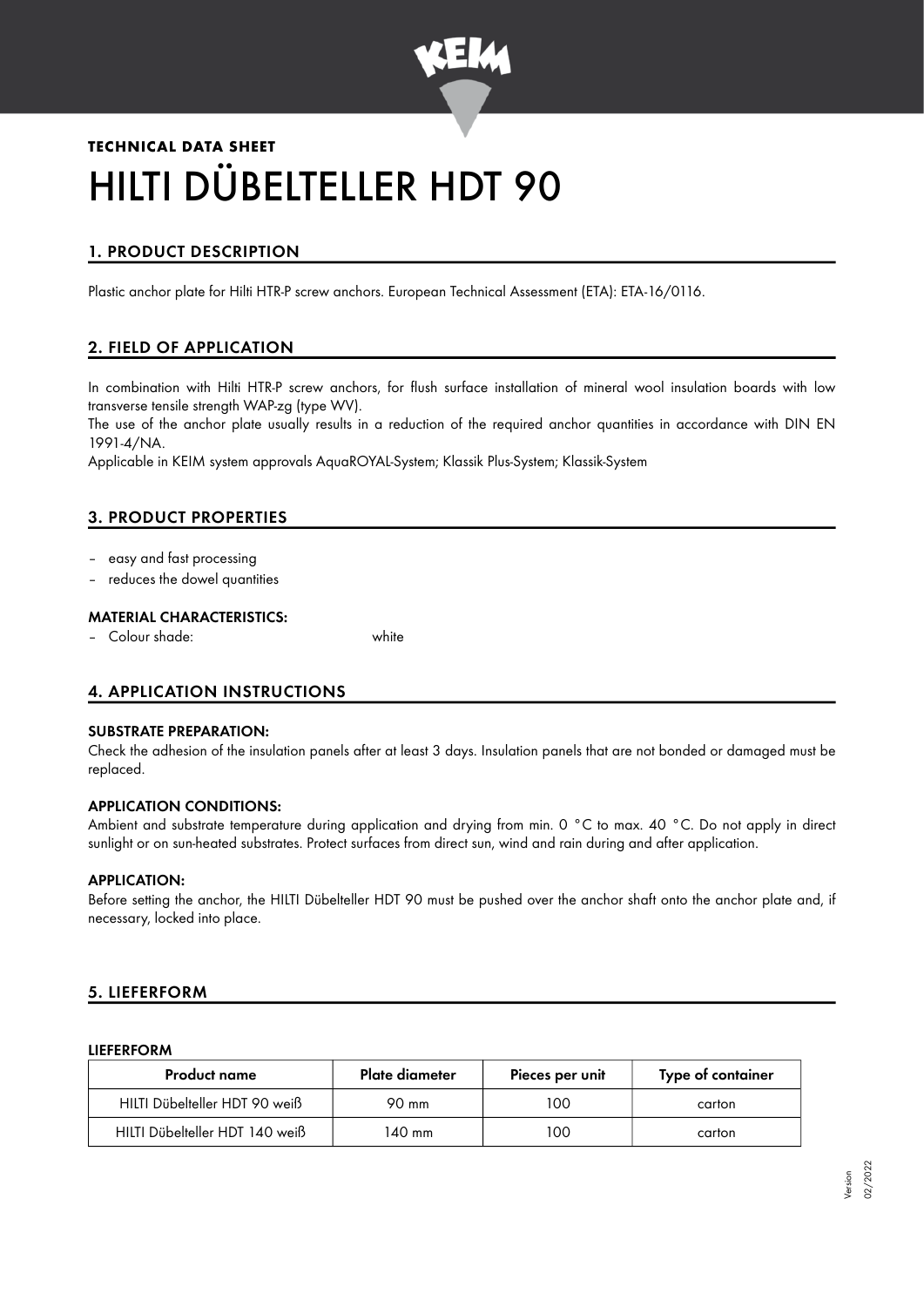**TECHNICAL DATA SHEET**

# HILTI DÜBELTELLER HDT 90

## 1. PRODUCT DESCRIPTION

Plastic anchor plate for Hilti HTR-P screw anchors. European Technical Assessment (ETA): ETA-16/0116.

## 2. FIELD OF APPLICATION

In combination with Hilti HTR-P screw anchors, for flush surface installation of mineral wool insulation boards with low transverse tensile strength WAP-zg (type WV).

The use of the anchor plate usually results in a reduction of the required anchor quantities in accordance with DIN EN 1991-4/NA.

Applicable in KEIM system approvals AquaROYAL-System; Klassik Plus-System; Klassik-System

## 3. PRODUCT PROPERTIES

- easy and fast processing
- reduces the dowel quantities

### MATERIAL CHARACTERISTICS:

- Colour shade: white

## 4. APPLICATION INSTRUCTIONS

### SUBSTRATE PREPARATION:

Check the adhesion of the insulation panels after at least 3 days. Insulation panels that are not bonded or damaged must be replaced.

### APPLICATION CONDITIONS:

Ambient and substrate temperature during application and drying from min. 0 °C to max. 40 °C. Do not apply in direct sunlight or on sun-heated substrates. Protect surfaces from direct sun, wind and rain during and after application.

### APPLICATION:

Before setting the anchor, the HILTI Dübelteller HDT 90 must be pushed over the anchor shaft onto the anchor plate and, if necessary, locked into place.

## 5. LIEFERFORM

### LIEFERFORM

| Product name | Plate diameter | Pieces per unit | Type of container |
|---|---|---|---|
| HILTI Dübelteller HDT 90 weiß | 90 mm | 100 | carton |
| HILTI Dübelteller HDT 140 weiß | 140 mm | 100 | carton |

Version 02/2022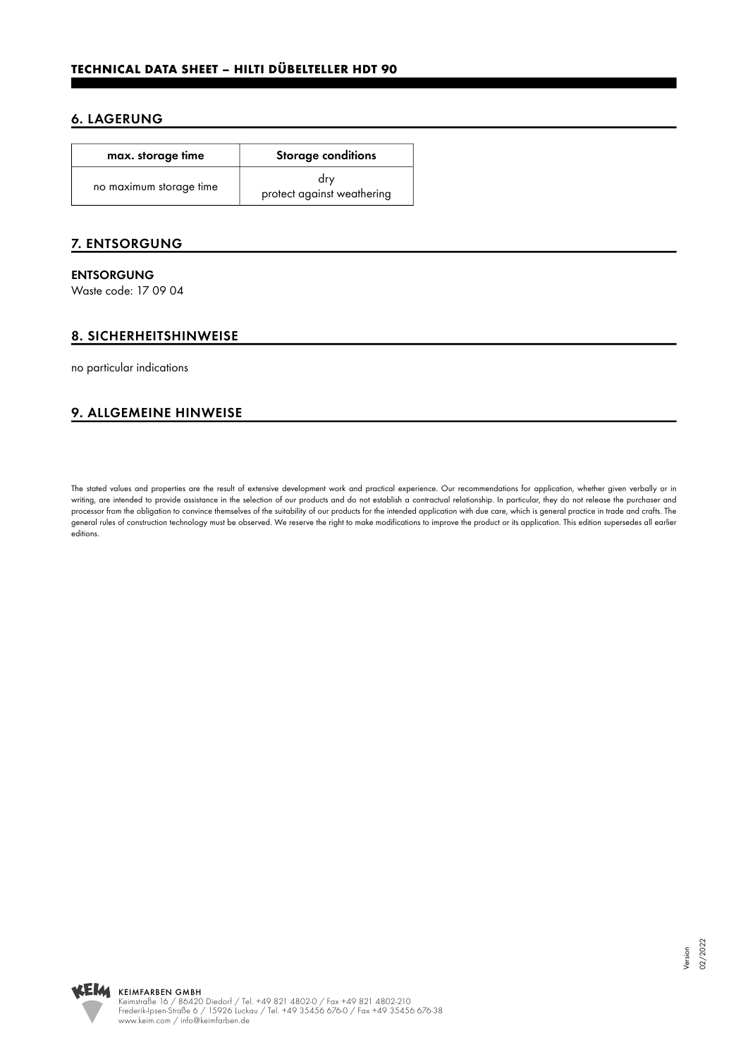## 6. LAGERUNG

| max. storage time | Storage conditions |
| --- | --- |
| no maximum storage time | dry<br>protect against weathering |

## 7. ENTSORGUNG

**ENTSORGUNG**

Waste code: 17 09 04

## 8. SICHERHEITSHINWEISE

no particular indications

## 9. ALLGEMEINE HINWEISE

The stated values and properties are the result of extensive development work and practical experience. Our recommendations for application, whether given verbally or in writing, are intended to provide assistance in the selection of our products and do not establish a contractual relationship. In particular, they do not release the purchaser and processor from the obligation to convince themselves of the suitability of our products for the intended application with due care, which is general practice in trade and crafts. The general rules of construction technology must be observed. We reserve the right to make modifications to improve the product or its application. This edition supersedes all earlier editions.

Version 02/2022

KEIMFARBEN GMBH
Keimstraße 16 / 86420 Diedorf / Tel. +49 821 4802-0 / Fax +49 821 4802-210
Frederik-Ipsen-Straße 6 / 15926 Luckau / Tel. +49 35456 676-0 / Fax +49 35456 676-38
www.keim.com / info@keimfarben.de